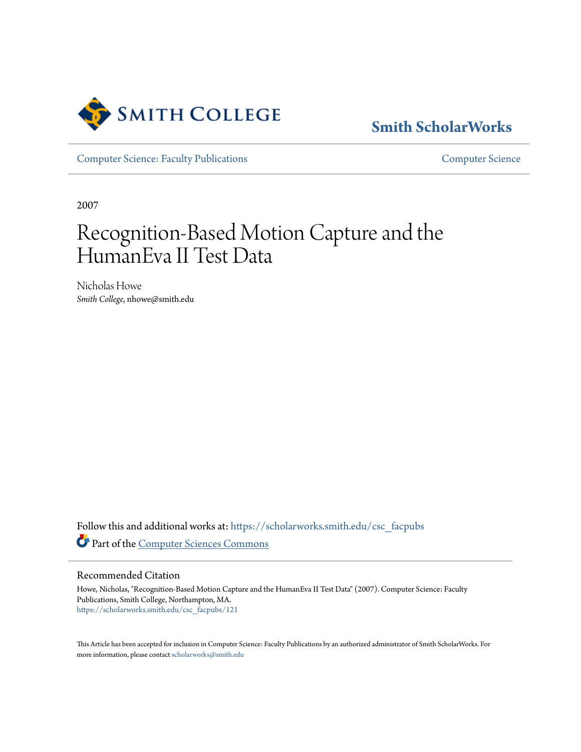Smith College

# Smith ScholarWorks

Computer Science: Faculty Publications | Computer Science

2007

# Recognition-Based Motion Capture and the HumanEva II Test Data

Nicholas Howe
*Smith College*, nhowe@smith.edu

Follow this and additional works at: https://scholarworks.smith.edu/csc_facpubs

Part of the Computer Sciences Commons

## Recommended Citation

Howe, Nicholas, "Recognition-Based Motion Capture and the HumanEva II Test Data" (2007). Computer Science: Faculty Publications, Smith College, Northampton, MA.
https://scholarworks.smith.edu/csc_facpubs/121

This Article has been accepted for inclusion in Computer Science: Faculty Publications by an authorized administrator of Smith ScholarWorks. For more information, please contact scholarworks@smith.edu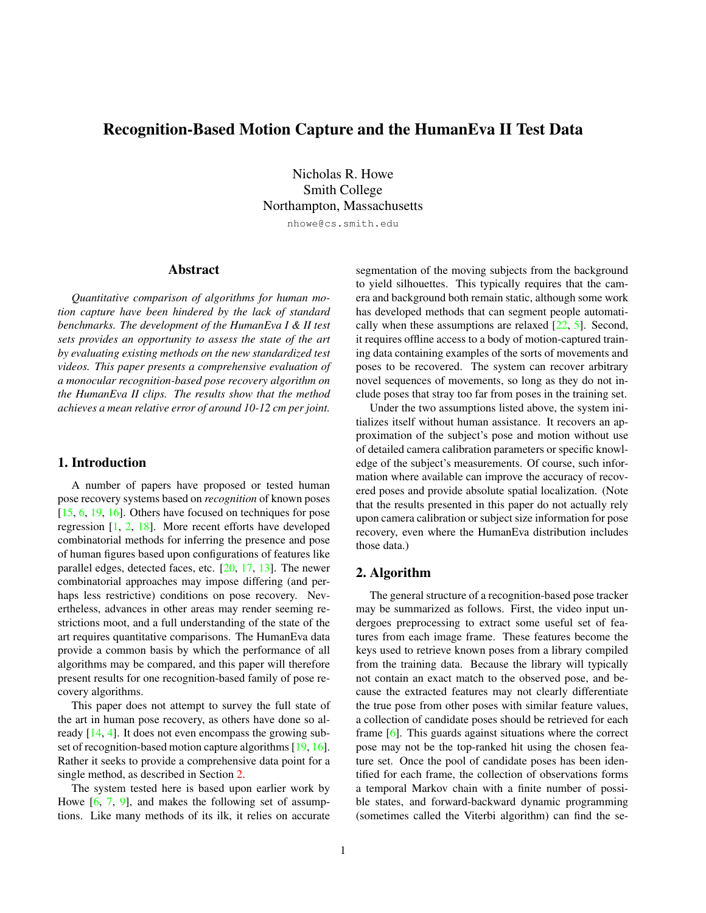# Recognition-Based Motion Capture and the HumanEva II Test Data

Nicholas R. Howe
Smith College
Northampton, Massachusetts
nhowe@cs.smith.edu

## Abstract

*Quantitative comparison of algorithms for human motion capture have been hindered by the lack of standard benchmarks. The development of the HumanEva I & II test sets provides an opportunity to assess the state of the art by evaluating existing methods on the new standardized test videos. This paper presents a comprehensive evaluation of a monocular recognition-based pose recovery algorithm on the HumanEva II clips. The results show that the method achieves a mean relative error of around 10-12 cm per joint.*

## 1. Introduction

A number of papers have proposed or tested human pose recovery systems based on *recognition* of known poses [15, 6, 19, 16]. Others have focused on techniques for pose regression [1, 2, 18]. More recent efforts have developed combinatorial methods for inferring the presence and pose of human figures based upon configurations of features like parallel edges, detected faces, etc. [20, 17, 13]. The newer combinatorial approaches may impose differing (and perhaps less restrictive) conditions on pose recovery. Nevertheless, advances in other areas may render seeming restrictions moot, and a full understanding of the state of the art requires quantitative comparisons. The HumanEva data provide a common basis by which the performance of all algorithms may be compared, and this paper will therefore present results for one recognition-based family of pose recovery algorithms.

This paper does not attempt to survey the full state of the art in human pose recovery, as others have done so already [14, 4]. It does not even encompass the growing subset of recognition-based motion capture algorithms [19, 16]. Rather it seeks to provide a comprehensive data point for a single method, as described in Section 2.

The system tested here is based upon earlier work by Howe [6, 7, 9], and makes the following set of assumptions. Like many methods of its ilk, it relies on accurate segmentation of the moving subjects from the background to yield silhouettes. This typically requires that the camera and background both remain static, although some work has developed methods that can segment people automatically when these assumptions are relaxed [22, 5]. Second, it requires offline access to a body of motion-captured training data containing examples of the sorts of movements and poses to be recovered. The system can recover arbitrary novel sequences of movements, so long as they do not include poses that stray too far from poses in the training set.

Under the two assumptions listed above, the system initializes itself without human assistance. It recovers an approximation of the subject's pose and motion without use of detailed camera calibration parameters or specific knowledge of the subject's measurements. Of course, such information where available can improve the accuracy of recovered poses and provide absolute spatial localization. (Note that the results presented in this paper do not actually rely upon camera calibration or subject size information for pose recovery, even where the HumanEva distribution includes those data.)

## 2. Algorithm

The general structure of a recognition-based pose tracker may be summarized as follows. First, the video input undergoes preprocessing to extract some useful set of features from each image frame. These features become the keys used to retrieve known poses from a library compiled from the training data. Because the library will typically not contain an exact match to the observed pose, and because the extracted features may not clearly differentiate the true pose from other poses with similar feature values, a collection of candidate poses should be retrieved for each frame [6]. This guards against situations where the correct pose may not be the top-ranked hit using the chosen feature set. Once the pool of candidate poses has been identified for each frame, the collection of observations forms a temporal Markov chain with a finite number of possible states, and forward-backward dynamic programming (sometimes called the Viterbi algorithm) can find the se-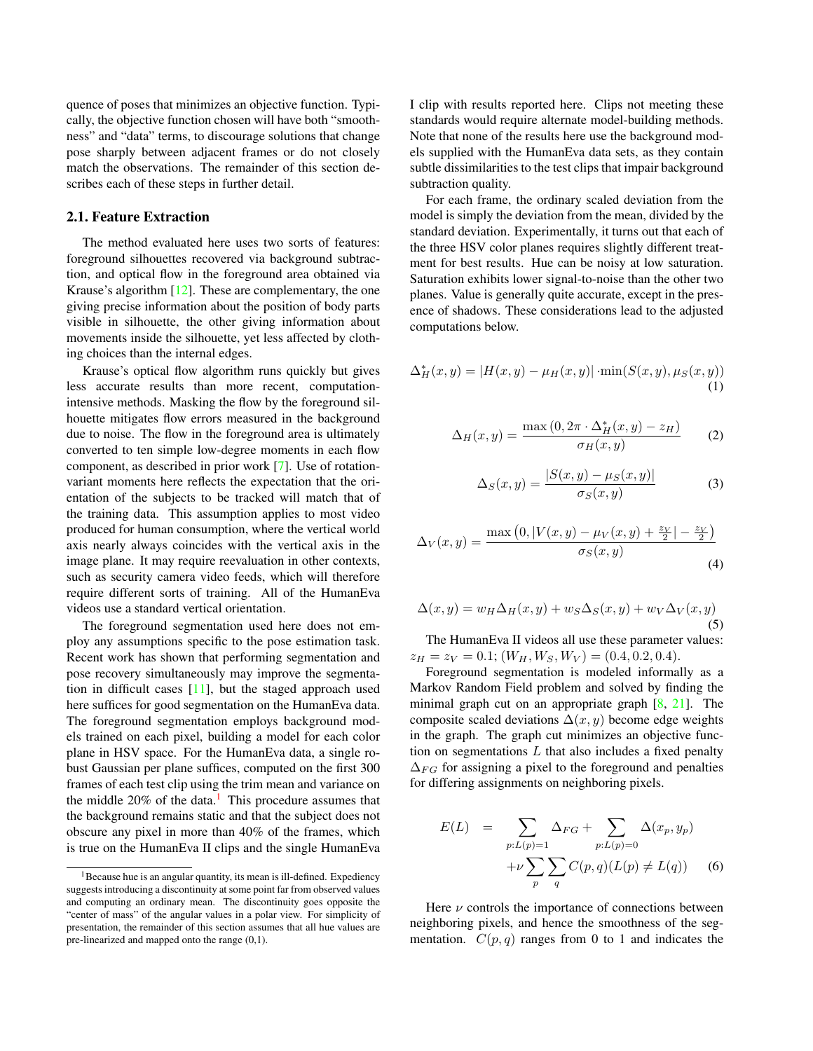quence of poses that minimizes an objective function. Typically, the objective function chosen will have both "smoothness" and "data" terms, to discourage solutions that change pose sharply between adjacent frames or do not closely match the observations. The remainder of this section describes each of these steps in further detail.

## 2.1. Feature Extraction

The method evaluated here uses two sorts of features: foreground silhouettes recovered via background subtraction, and optical flow in the foreground area obtained via Krause's algorithm [12]. These are complementary, the one giving precise information about the position of body parts visible in silhouette, the other giving information about movements inside the silhouette, yet less affected by clothing choices than the internal edges.

Krause's optical flow algorithm runs quickly but gives less accurate results than more recent, computation-intensive methods. Masking the flow by the foreground silhouette mitigates flow errors measured in the background due to noise. The flow in the foreground area is ultimately converted to ten simple low-degree moments in each flow component, as described in prior work [7]. Use of rotation-variant moments here reflects the expectation that the orientation of the subjects to be tracked will match that of the training data. This assumption applies to most video produced for human consumption, where the vertical world axis nearly always coincides with the vertical axis in the image plane. It may require reevaluation in other contexts, such as security camera video feeds, which will therefore require different sorts of training. All of the HumanEva videos use a standard vertical orientation.

The foreground segmentation used here does not employ any assumptions specific to the pose estimation task. Recent work has shown that performing segmentation and pose recovery simultaneously may improve the segmentation in difficult cases [11], but the staged approach used here suffices for good segmentation on the HumanEva data. The foreground segmentation employs background models trained on each pixel, building a model for each color plane in HSV space. For the HumanEva data, a single robust Gaussian per plane suffices, computed on the first 300 frames of each test clip using the trim mean and variance on the middle 20% of the data.[1] This procedure assumes that the background remains static and that the subject does not obscure any pixel in more than 40% of the frames, which is true on the HumanEva II clips and the single HumanEva I clip with results reported here. Clips not meeting these standards would require alternate model-building methods. Note that none of the results here use the background models supplied with the HumanEva data sets, as they contain subtle dissimilarities to the test clips that impair background subtraction quality.

For each frame, the ordinary scaled deviation from the model is simply the deviation from the mean, divided by the standard deviation. Experimentally, it turns out that each of the three HSV color planes requires slightly different treatment for best results. Hue can be noisy at low saturation. Saturation exhibits lower signal-to-noise than the other two planes. Value is generally quite accurate, except in the presence of shadows. These considerations lead to the adjusted computations below.

$$\Delta_H^*(x,y) = |H(x,y) - \mu_H(x,y)| \cdot \min(S(x,y), \mu_S(x,y)) \tag{1}$$

$$\Delta_H(x,y) = \frac{\max\left(0, 2\pi \cdot \Delta_H^*(x,y) - z_H\right)}{\sigma_H(x,y)} \tag{2}$$

$$\Delta_S(x,y) = \frac{|S(x,y) - \mu_S(x,y)|}{\sigma_S(x,y)} \tag{3}$$

$$\Delta_V(x,y) = \frac{\max\left(0, |V(x,y) - \mu_V(x,y) + \frac{z_V}{2}| - \frac{z_V}{2}\right)}{\sigma_S(x,y)} \tag{4}$$

$$\Delta(x,y) = w_H \Delta_H(x,y) + w_S \Delta_S(x,y) + w_V \Delta_V(x,y) \tag{5}$$

The HumanEva II videos all use these parameter values: $z_H = z_V = 0.1$; $(W_H, W_S, W_V) = (0.4, 0.2, 0.4)$.

Foreground segmentation is modeled informally as a Markov Random Field problem and solved by finding the minimal graph cut on an appropriate graph [8, 21]. The composite scaled deviations $\Delta(x,y)$ become edge weights in the graph. The graph cut minimizes an objective function on segmentations $L$ that also includes a fixed penalty $\Delta_{FG}$ for assigning a pixel to the foreground and penalties for differing assignments on neighboring pixels.

$$\begin{aligned} E(L) &= \sum_{p:L(p)=1} \Delta_{FG} + \sum_{p:L(p)=0} \Delta(x_p, y_p) \\ &\quad + \nu \sum_p \sum_q C(p,q)(L(p) \neq L(q)) \end{aligned} \tag{6}$$

Here $\nu$ controls the importance of connections between neighboring pixels, and hence the smoothness of the segmentation. $C(p,q)$ ranges from 0 to 1 and indicates the

[1] Because hue is an angular quantity, its mean is ill-defined. Expediency suggests introducing a discontinuity at some point far from observed values and computing an ordinary mean. The discontinuity goes opposite the "center of mass" of the angular values in a polar view. For simplicity of presentation, the remainder of this section assumes that all hue values are pre-linearized and mapped onto the range (0,1).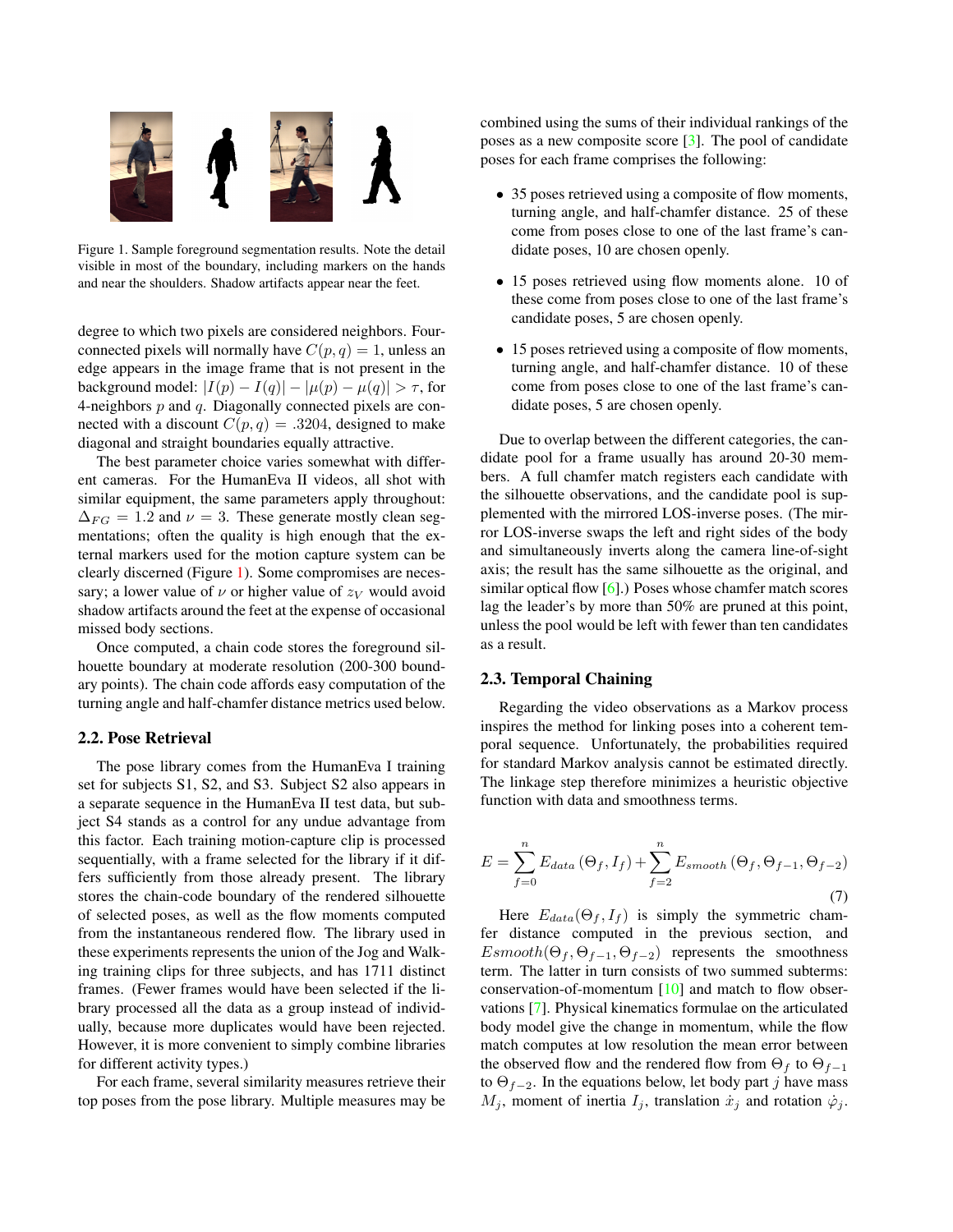Figure 1. Sample foreground segmentation results. Note the detail visible in most of the boundary, including markers on the hands and near the shoulders. Shadow artifacts appear near the feet.

degree to which two pixels are considered neighbors. Four-connected pixels will normally have $C(p, q) = 1$, unless an edge appears in the image frame that is not present in the background model: $|I(p) - I(q)| - |\mu(p) - \mu(q)| > \tau$, for 4-neighbors $p$ and $q$. Diagonally connected pixels are connected with a discount $C(p, q) = .3204$, designed to make diagonal and straight boundaries equally attractive.

The best parameter choice varies somewhat with different cameras. For the HumanEva II videos, all shot with similar equipment, the same parameters apply throughout: $\Delta_{FG} = 1.2$ and $\nu = 3$. These generate mostly clean segmentations; often the quality is high enough that the external markers used for the motion capture system can be clearly discerned (Figure 1). Some compromises are necessary; a lower value of $\nu$ or higher value of $z_V$ would avoid shadow artifacts around the feet at the expense of occasional missed body sections.

Once computed, a chain code stores the foreground silhouette boundary at moderate resolution (200-300 boundary points). The chain code affords easy computation of the turning angle and half-chamfer distance metrics used below.

## 2.2. Pose Retrieval

The pose library comes from the HumanEva I training set for subjects S1, S2, and S3. Subject S2 also appears in a separate sequence in the HumanEva II test data, but subject S4 stands as a control for any undue advantage from this factor. Each training motion-capture clip is processed sequentially, with a frame selected for the library if it differs sufficiently from those already present. The library stores the chain-code boundary of the rendered silhouette of selected poses, as well as the flow moments computed from the instantaneous rendered flow. The library used in these experiments represents the union of the Jog and Walking training clips for three subjects, and has 1711 distinct frames. (Fewer frames would have been selected if the library processed all the data as a group instead of individually, because more duplicates would have been rejected. However, it is more convenient to simply combine libraries for different activity types.)

For each frame, several similarity measures retrieve their top poses from the pose library. Multiple measures may be combined using the sums of their individual rankings of the poses as a new composite score [3]. The pool of candidate poses for each frame comprises the following:

- 35 poses retrieved using a composite of flow moments, turning angle, and half-chamfer distance. 25 of these come from poses close to one of the last frame's candidate poses, 10 are chosen openly.
- 15 poses retrieved using flow moments alone. 10 of these come from poses close to one of the last frame's candidate poses, 5 are chosen openly.
- 15 poses retrieved using a composite of flow moments, turning angle, and half-chamfer distance. 10 of these come from poses close to one of the last frame's candidate poses, 5 are chosen openly.

Due to overlap between the different categories, the candidate pool for a frame usually has around 20-30 members. A full chamfer match registers each candidate with the silhouette observations, and the candidate pool is supplemented with the mirrored LOS-inverse poses. (The mirror LOS-inverse swaps the left and right sides of the body and simultaneously inverts along the camera line-of-sight axis; the result has the same silhouette as the original, and similar optical flow [6].) Poses whose chamfer match scores lag the leader's by more than 50% are pruned at this point, unless the pool would be left with fewer than ten candidates as a result.

## 2.3. Temporal Chaining

Regarding the video observations as a Markov process inspires the method for linking poses into a coherent temporal sequence. Unfortunately, the probabilities required for standard Markov analysis cannot be estimated directly. The linkage step therefore minimizes a heuristic objective function with data and smoothness terms.

$$E = \sum_{f=0}^{n} E_{data}\left(\Theta_f, I_f\right) + \sum_{f=2}^{n} E_{smooth}\left(\Theta_f, \Theta_{f-1}, \Theta_{f-2}\right) \tag{7}$$

Here $E_{data}(\Theta_f, I_f)$ is simply the symmetric chamfer distance computed in the previous section, and $Esmooth(\Theta_f, \Theta_{f-1}, \Theta_{f-2})$ represents the smoothness term. The latter in turn consists of two summed subterms: conservation-of-momentum [10] and match to flow observations [7]. Physical kinematics formulae on the articulated body model give the change in momentum, while the flow match computes at low resolution the mean error between the observed flow and the rendered flow from $\Theta_f$ to $\Theta_{f-1}$ to $\Theta_{f-2}$. In the equations below, let body part $j$ have mass $M_j$, moment of inertia $I_j$, translation $\dot{x}_j$ and rotation $\dot{\varphi}_j$.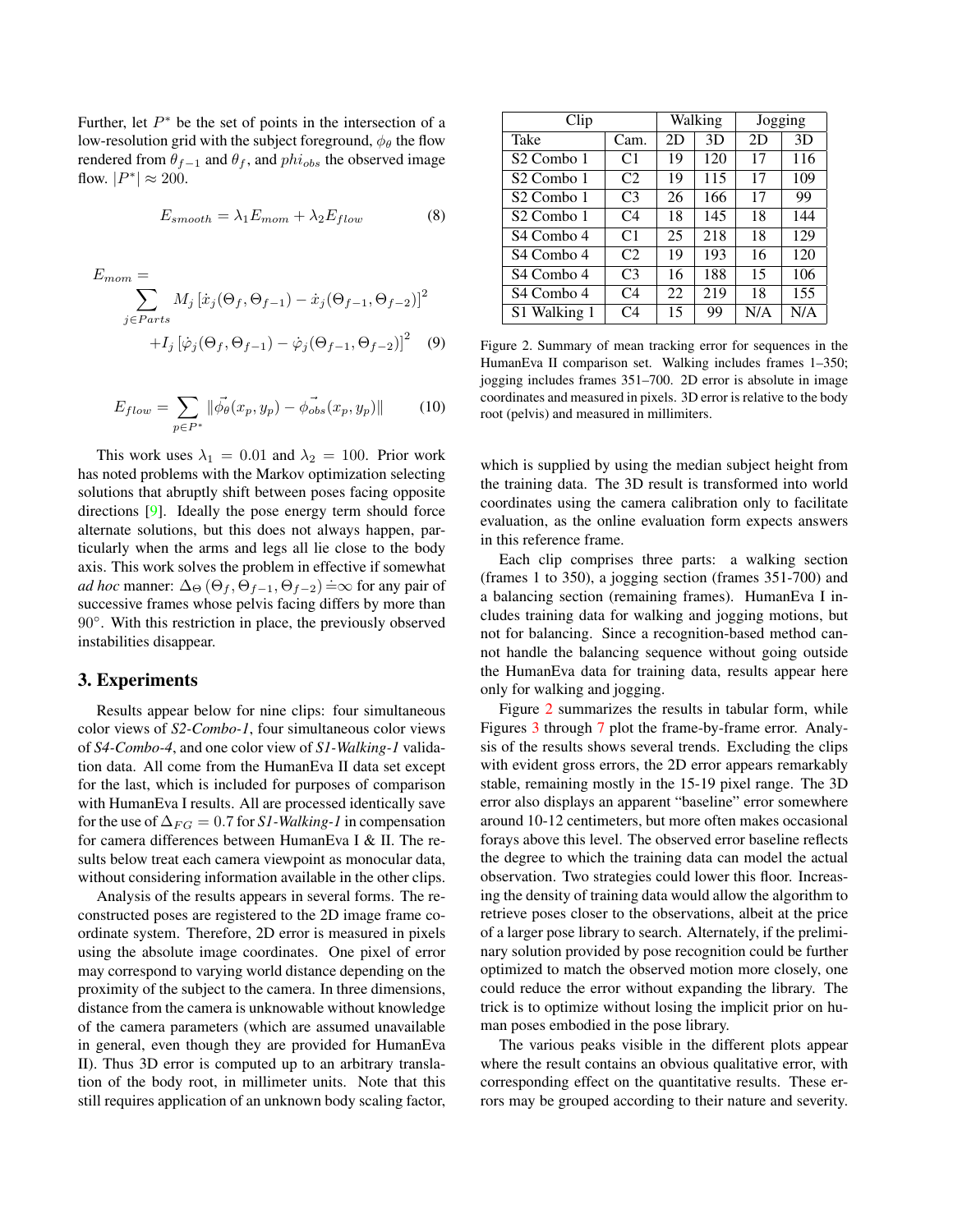Further, let $P^*$ be the set of points in the intersection of a low-resolution grid with the subject foreground, $\phi_\theta$ the flow rendered from $\theta_{f-1}$ and $\theta_f$, and $phi_{obs}$ the observed image flow. $|P^*| \approx 200$.

$$E_{smooth} = \lambda_1 E_{mom} + \lambda_2 E_{flow} \tag{8}$$

$$E_{mom} = \sum_{j \in Parts} M_j \left[\dot{x}_j(\Theta_f, \Theta_{f-1}) - \dot{x}_j(\Theta_{f-1}, \Theta_{f-2})\right]^2 + I_j \left[\dot{\varphi}_j(\Theta_f, \Theta_{f-1}) - \dot{\varphi}_j(\Theta_{f-1}, \Theta_{f-2})\right]^2 \tag{9}$$

$$E_{flow} = \sum_{p \in P^*} \|\vec{\phi_\theta}(x_p, y_p) - \vec{\phi_{obs}}(x_p, y_p)\| \tag{10}$$

This work uses $\lambda_1 = 0.01$ and $\lambda_2 = 100$. Prior work has noted problems with the Markov optimization selecting solutions that abruptly shift between poses facing opposite directions [9]. Ideally the pose energy term should force alternate solutions, but this does not always happen, particularly when the arms and legs all lie close to the body axis. This work solves the problem in effective if somewhat *ad hoc* manner: $\Delta_\Theta(\Theta_f, \Theta_{f-1}, \Theta_{f-2}) \doteq \infty$ for any pair of successive frames whose pelvis facing differs by more than $90°$. With this restriction in place, the previously observed instabilities disappear.

## 3. Experiments

Results appear below for nine clips: four simultaneous color views of *S2-Combo-1*, four simultaneous color views of *S4-Combo-4*, and one color view of *S1-Walking-1* validation data. All come from the HumanEva II data set except for the last, which is included for purposes of comparison with HumanEva I results. All are processed identically save for the use of $\Delta_{FG} = 0.7$ for *S1-Walking-1* in compensation for camera differences between HumanEva I & II. The results below treat each camera viewpoint as monocular data, without considering information available in the other clips.

Analysis of the results appears in several forms. The reconstructed poses are registered to the 2D image frame coordinate system. Therefore, 2D error is measured in pixels using the absolute image coordinates. One pixel of error may correspond to varying world distance depending on the proximity of the subject to the camera. In three dimensions, distance from the camera is unknowable without knowledge of the camera parameters (which are assumed unavailable in general, even though they are provided for HumanEva II). Thus 3D error is computed up to an arbitrary translation of the body root, in millimeter units. Note that this still requires application of an unknown body scaling factor, which is supplied by using the median subject height from the training data. The 3D result is transformed into world coordinates using the camera calibration only to facilitate evaluation, as the online evaluation form expects answers in this reference frame.

| Clip | | Walking | | Jogging | |
|---|---|---|---|---|---|
| Take | Cam. | 2D | 3D | 2D | 3D |
| S2 Combo 1 | C1 | 19 | 120 | 17 | 116 |
| S2 Combo 1 | C2 | 19 | 115 | 17 | 109 |
| S2 Combo 1 | C3 | 26 | 166 | 17 | 99 |
| S2 Combo 1 | C4 | 18 | 145 | 18 | 144 |
| S4 Combo 4 | C1 | 25 | 218 | 18 | 129 |
| S4 Combo 4 | C2 | 19 | 193 | 16 | 120 |
| S4 Combo 4 | C3 | 16 | 188 | 15 | 106 |
| S4 Combo 4 | C4 | 22 | 219 | 18 | 155 |
| S1 Walking 1 | C4 | 15 | 99 | N/A | N/A |

Figure 2. Summary of mean tracking error for sequences in the HumanEva II comparison set. Walking includes frames 1–350; jogging includes frames 351–700. 2D error is absolute in image coordinates and measured in pixels. 3D error is relative to the body root (pelvis) and measured in millimeters.

Each clip comprises three parts: a walking section (frames 1 to 350), a jogging section (frames 351-700) and a balancing section (remaining frames). HumanEva I includes training data for walking and jogging motions, but not for balancing. Since a recognition-based method cannot handle the balancing sequence without going outside the HumanEva data for training data, results appear here only for walking and jogging.

Figure 2 summarizes the results in tabular form, while Figures 3 through 7 plot the frame-by-frame error. Analysis of the results shows several trends. Excluding the clips with evident gross errors, the 2D error appears remarkably stable, remaining mostly in the 15-19 pixel range. The 3D error also displays an apparent "baseline" error somewhere around 10-12 centimeters, but more often makes occasional forays above this level. The observed error baseline reflects the degree to which the training data can model the actual observation. Two strategies could lower this floor. Increasing the density of training data would allow the algorithm to retrieve poses closer to the observations, albeit at the price of a larger pose library to search. Alternately, if the preliminary solution provided by pose recognition could be further optimized to match the observed motion more closely, one could reduce the error without expanding the library. The trick is to optimize without losing the implicit prior on human poses embodied in the pose library.

The various peaks visible in the different plots appear where the result contains an obvious qualitative error, with corresponding effect on the quantitative results. These errors may be grouped according to their nature and severity.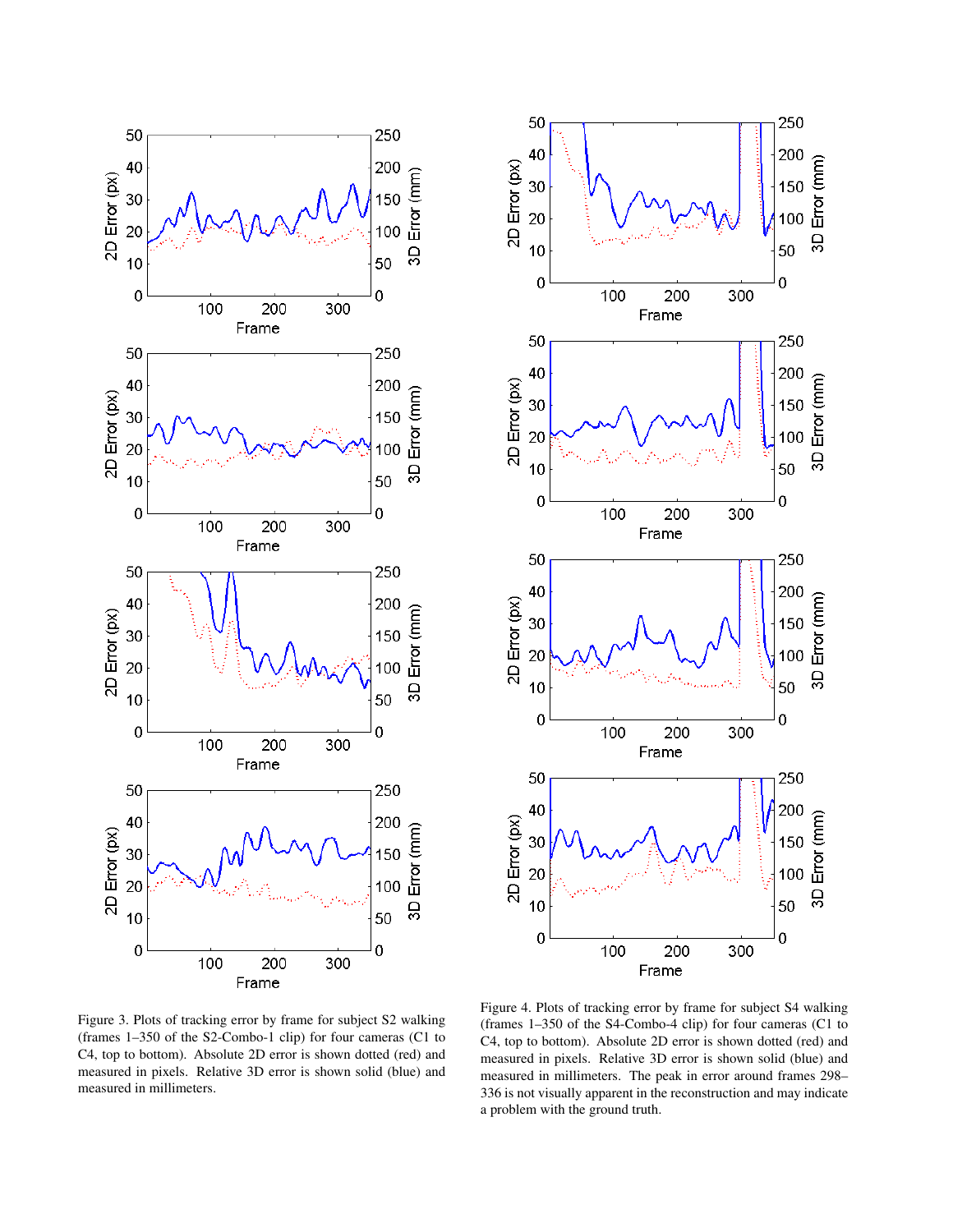Figure 3. Plots of tracking error by frame for subject S2 walking (frames 1–350 of the S2-Combo-1 clip) for four cameras (C1 to C4, top to bottom). Absolute 2D error is shown dotted (red) and measured in pixels. Relative 3D error is shown solid (blue) and measured in millimeters.

Figure 4. Plots of tracking error by frame for subject S4 walking (frames 1–350 of the S4-Combo-4 clip) for four cameras (C1 to C4, top to bottom). Absolute 2D error is shown dotted (red) and measured in pixels. Relative 3D error is shown solid (blue) and measured in millimeters. The peak in error around frames 298–336 is not visually apparent in the reconstruction and may indicate a problem with the ground truth.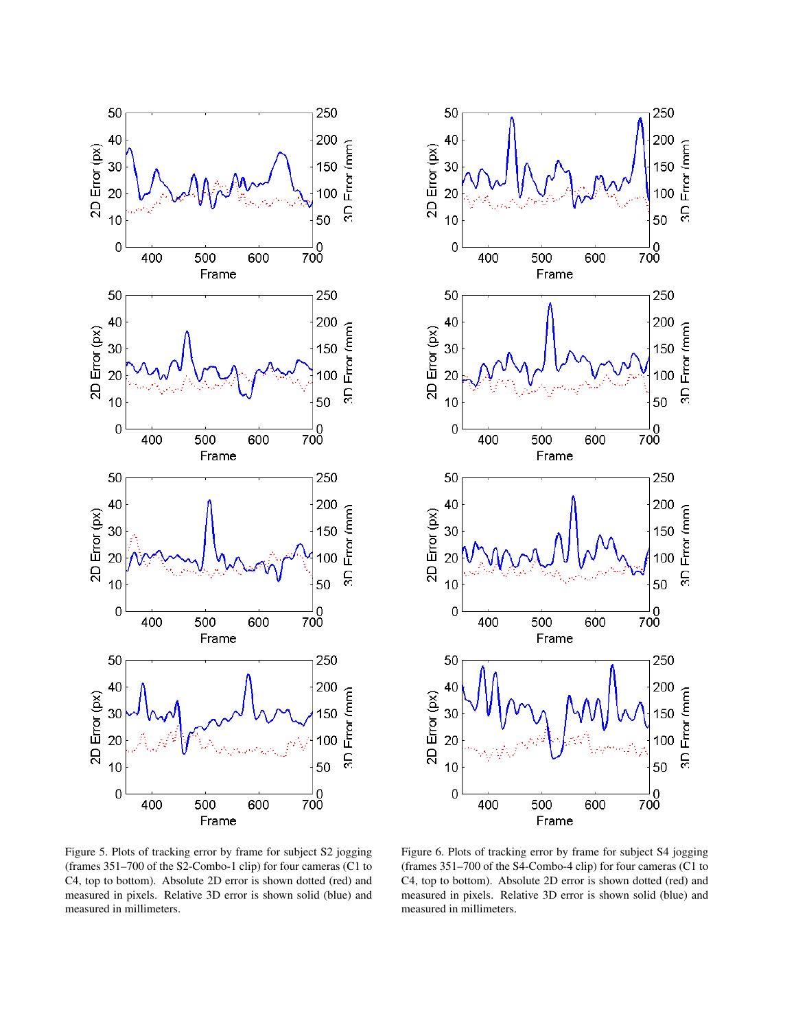Figure 5. Plots of tracking error by frame for subject S2 jogging (frames 351–700 of the S2-Combo-1 clip) for four cameras (C1 to C4, top to bottom). Absolute 2D error is shown dotted (red) and measured in pixels. Relative 3D error is shown solid (blue) and measured in millimeters.

Figure 6. Plots of tracking error by frame for subject S4 jogging (frames 351–700 of the S4-Combo-4 clip) for four cameras (C1 to C4, top to bottom). Absolute 2D error is shown dotted (red) and measured in pixels. Relative 3D error is shown solid (blue) and measured in millimeters.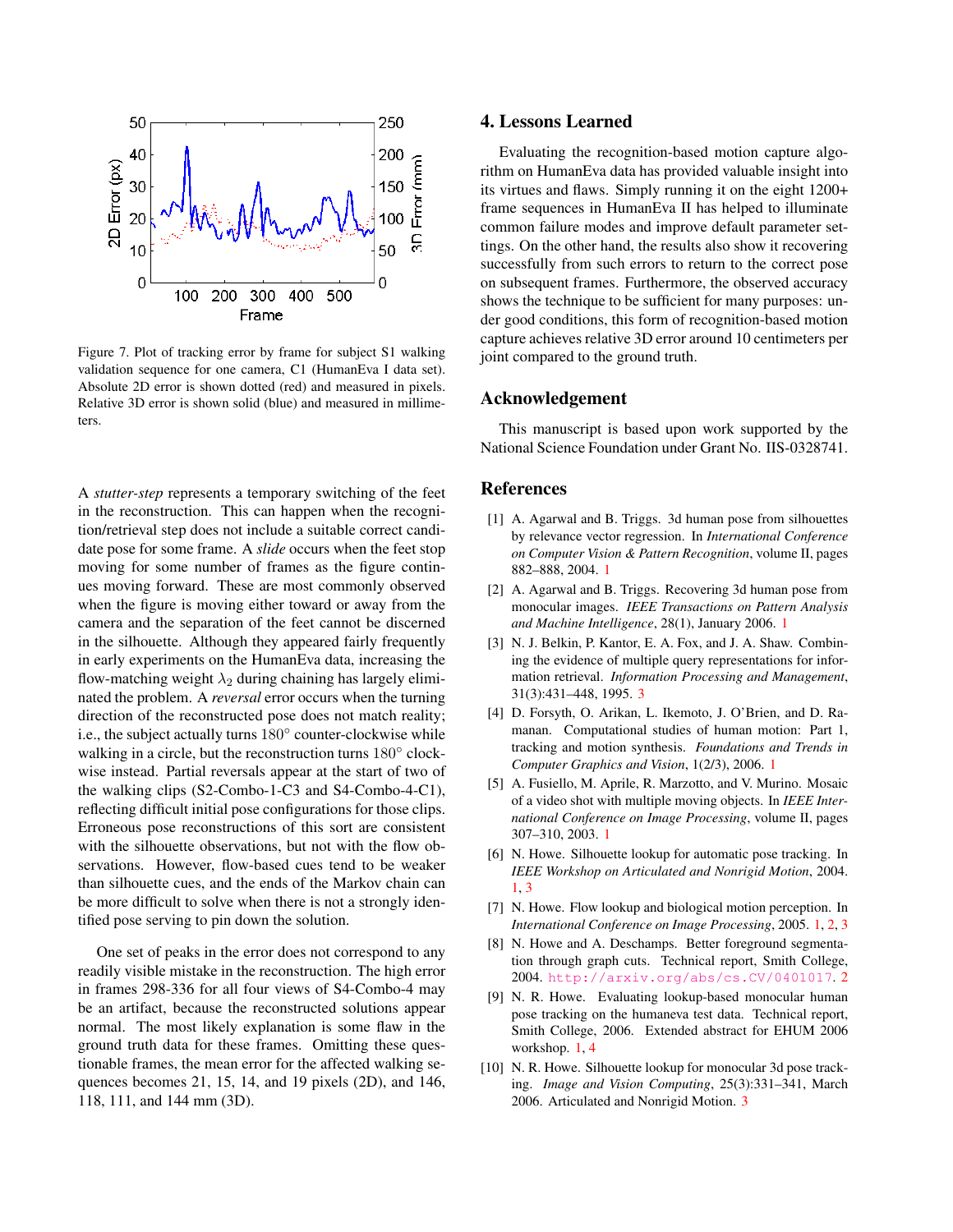Figure 7. Plot of tracking error by frame for subject S1 walking validation sequence for one camera, C1 (HumanEva I data set). Absolute 2D error is shown dotted (red) and measured in pixels. Relative 3D error is shown solid (blue) and measured in millimeters.

A *stutter-step* represents a temporary switching of the feet in the reconstruction. This can happen when the recognition/retrieval step does not include a suitable correct candidate pose for some frame. A *slide* occurs when the feet stop moving for some number of frames as the figure continues moving forward. These are most commonly observed when the figure is moving either toward or away from the camera and the separation of the feet cannot be discerned in the silhouette. Although they appeared fairly frequently in early experiments on the HumanEva data, increasing the flow-matching weight $\lambda_2$ during chaining has largely eliminated the problem. A *reversal* error occurs when the turning direction of the reconstructed pose does not match reality; i.e., the subject actually turns $180^\circ$ counter-clockwise while walking in a circle, but the reconstruction turns $180^\circ$ clockwise instead. Partial reversals appear at the start of two of the walking clips (S2-Combo-1-C3 and S4-Combo-4-C1), reflecting difficult initial pose configurations for those clips. Erroneous pose reconstructions of this sort are consistent with the silhouette observations, but not with the flow observations. However, flow-based cues tend to be weaker than silhouette cues, and the ends of the Markov chain can be more difficult to solve when there is not a strongly identified pose serving to pin down the solution.

One set of peaks in the error does not correspond to any readily visible mistake in the reconstruction. The high error in frames 298-336 for all four views of S4-Combo-4 may be an artifact, because the reconstructed solutions appear normal. The most likely explanation is some flaw in the ground truth data for these frames. Omitting these questionable frames, the mean error for the affected walking sequences becomes 21, 15, 14, and 19 pixels (2D), and 146, 118, 111, and 144 mm (3D).

## 4. Lessons Learned

Evaluating the recognition-based motion capture algorithm on HumanEva data has provided valuable insight into its virtues and flaws. Simply running it on the eight 1200+ frame sequences in HumanEva II has helped to illuminate common failure modes and improve default parameter settings. On the other hand, the results also show it recovering successfully from such errors to return to the correct pose on subsequent frames. Furthermore, the observed accuracy shows the technique to be sufficient for many purposes: under good conditions, this form of recognition-based motion capture achieves relative 3D error around 10 centimeters per joint compared to the ground truth.

## Acknowledgement

This manuscript is based upon work supported by the National Science Foundation under Grant No. IIS-0328741.

## References

[1] A. Agarwal and B. Triggs. 3d human pose from silhouettes by relevance vector regression. In *International Conference on Computer Vision & Pattern Recognition*, volume II, pages 882–888, 2004. 1

[2] A. Agarwal and B. Triggs. Recovering 3d human pose from monocular images. *IEEE Transactions on Pattern Analysis and Machine Intelligence*, 28(1), January 2006. 1

[3] N. J. Belkin, P. Kantor, E. A. Fox, and J. A. Shaw. Combining the evidence of multiple query representations for information retrieval. *Information Processing and Management*, 31(3):431–448, 1995. 3

[4] D. Forsyth, O. Arikan, L. Ikemoto, J. O'Brien, and D. Ramanan. Computational studies of human motion: Part 1, tracking and motion synthesis. *Foundations and Trends in Computer Graphics and Vision*, 1(2/3), 2006. 1

[5] A. Fusiello, M. Aprile, R. Marzotto, and V. Murino. Mosaic of a video shot with multiple moving objects. In *IEEE International Conference on Image Processing*, volume II, pages 307–310, 2003. 1

[6] N. Howe. Silhouette lookup for automatic pose tracking. In *IEEE Workshop on Articulated and Nonrigid Motion*, 2004. 1, 3

[7] N. Howe. Flow lookup and biological motion perception. In *International Conference on Image Processing*, 2005. 1, 2, 3

[8] N. Howe and A. Deschamps. Better foreground segmentation through graph cuts. Technical report, Smith College, 2004. http://arxiv.org/abs/cs.CV/0401017. 2

[9] N. R. Howe. Evaluating lookup-based monocular human pose tracking on the humaneva test data. Technical report, Smith College, 2006. Extended abstract for EHUM 2006 workshop. 1, 4

[10] N. R. Howe. Silhouette lookup for monocular 3d pose tracking. *Image and Vision Computing*, 25(3):331–341, March 2006. Articulated and Nonrigid Motion. 3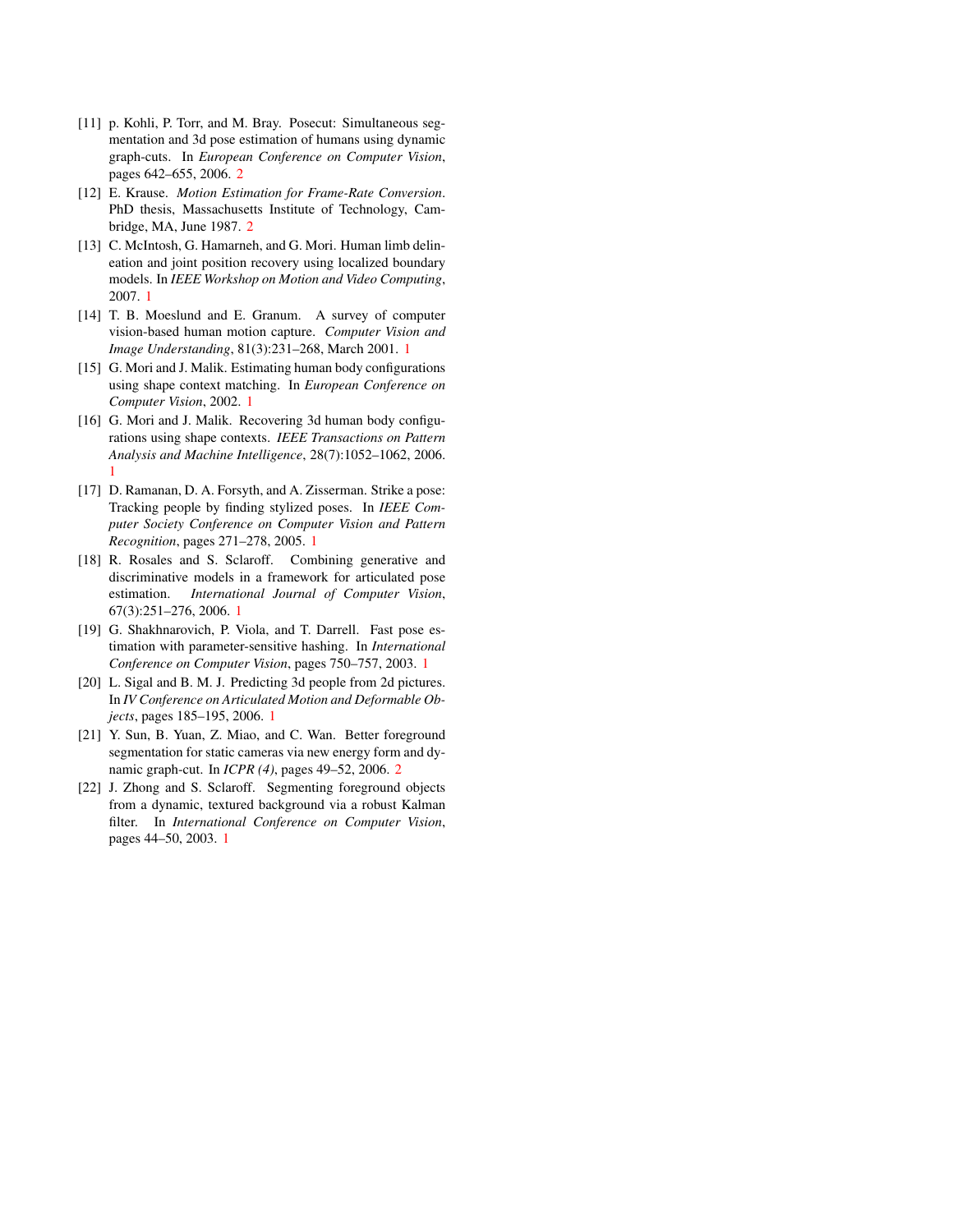[11] p. Kohli, P. Torr, and M. Bray. Posecut: Simultaneous segmentation and 3d pose estimation of humans using dynamic graph-cuts. In *European Conference on Computer Vision*, pages 642–655, 2006. 2

[12] E. Krause. *Motion Estimation for Frame-Rate Conversion*. PhD thesis, Massachusetts Institute of Technology, Cambridge, MA, June 1987. 2

[13] C. McIntosh, G. Hamarneh, and G. Mori. Human limb delineation and joint position recovery using localized boundary models. In *IEEE Workshop on Motion and Video Computing*, 2007. 1

[14] T. B. Moeslund and E. Granum. A survey of computer vision-based human motion capture. *Computer Vision and Image Understanding*, 81(3):231–268, March 2001. 1

[15] G. Mori and J. Malik. Estimating human body configurations using shape context matching. In *European Conference on Computer Vision*, 2002. 1

[16] G. Mori and J. Malik. Recovering 3d human body configurations using shape contexts. *IEEE Transactions on Pattern Analysis and Machine Intelligence*, 28(7):1052–1062, 2006. 1

[17] D. Ramanan, D. A. Forsyth, and A. Zisserman. Strike a pose: Tracking people by finding stylized poses. In *IEEE Computer Society Conference on Computer Vision and Pattern Recognition*, pages 271–278, 2005. 1

[18] R. Rosales and S. Sclaroff. Combining generative and discriminative models in a framework for articulated pose estimation. *International Journal of Computer Vision*, 67(3):251–276, 2006. 1

[19] G. Shakhnarovich, P. Viola, and T. Darrell. Fast pose estimation with parameter-sensitive hashing. In *International Conference on Computer Vision*, pages 750–757, 2003. 1

[20] L. Sigal and B. M. J. Predicting 3d people from 2d pictures. In *IV Conference on Articulated Motion and Deformable Objects*, pages 185–195, 2006. 1

[21] Y. Sun, B. Yuan, Z. Miao, and C. Wan. Better foreground segmentation for static cameras via new energy form and dynamic graph-cut. In *ICPR (4)*, pages 49–52, 2006. 2

[22] J. Zhong and S. Sclaroff. Segmenting foreground objects from a dynamic, textured background via a robust Kalman filter. In *International Conference on Computer Vision*, pages 44–50, 2003. 1